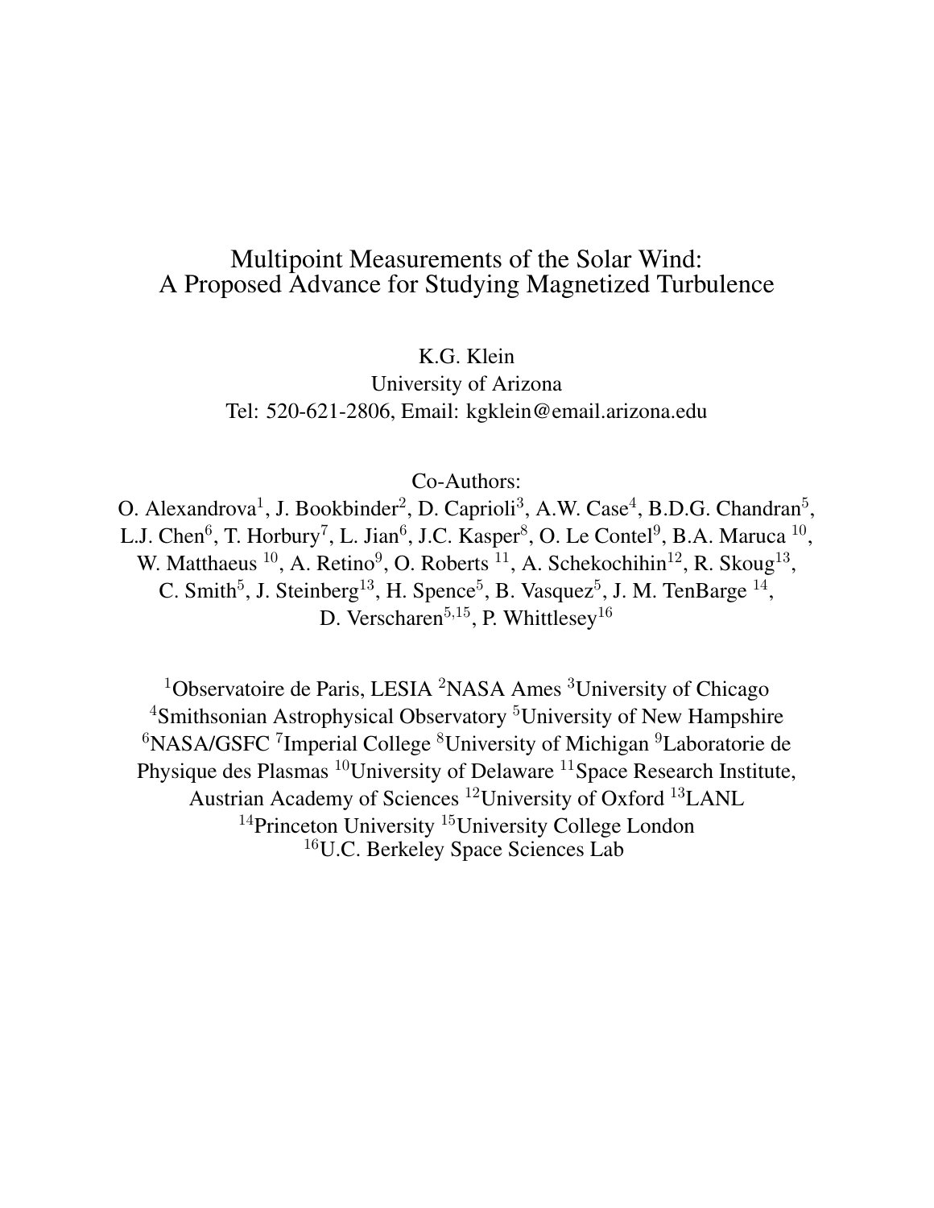# Multipoint Measurements of the Solar Wind: A Proposed Advance for Studying Magnetized Turbulence

K.G. Klein
University of Arizona
Tel: 520-621-2806, Email: kgklein@email.arizona.edu

Co-Authors:

O. Alexandrova[1], J. Bookbinder[2], D. Caprioli[3], A.W. Case[4], B.D.G. Chandran[5], L.J. Chen[6], T. Horbury[7], L. Jian[6], J.C. Kasper[8], O. Le Contel[9], B.A. Maruca [10], W. Matthaeus [10], A. Retino[9], O. Roberts [11], A. Schekochihin[12], R. Skoug[13], C. Smith[5], J. Steinberg[13], H. Spence[5], B. Vasquez[5], J. M. TenBarge [14], D. Verscharen[5,15], P. Whittlesey[16]

[1]Observatoire de Paris, LESIA [2]NASA Ames [3]University of Chicago [4]Smithsonian Astrophysical Observatory [5]University of New Hampshire [6]NASA/GSFC [7]Imperial College [8]University of Michigan [9]Laboratorie de Physique des Plasmas [10]University of Delaware [11]Space Research Institute, Austrian Academy of Sciences [12]University of Oxford [13]LANL [14]Princeton University [15]University College London [16]U.C. Berkeley Space Sciences Lab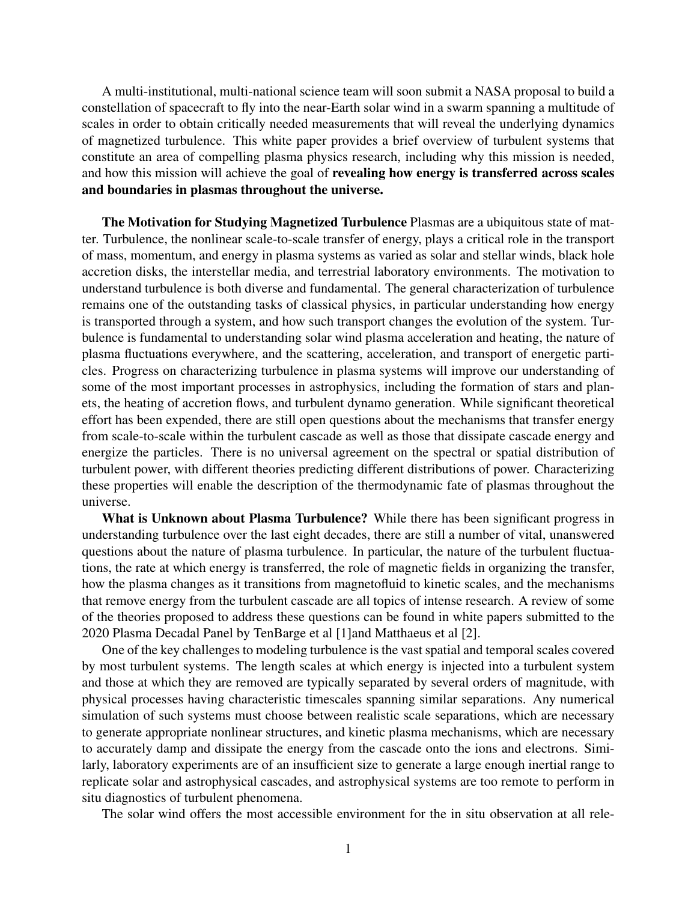A multi-institutional, multi-national science team will soon submit a NASA proposal to build a constellation of spacecraft to fly into the near-Earth solar wind in a swarm spanning a multitude of scales in order to obtain critically needed measurements that will reveal the underlying dynamics of magnetized turbulence. This white paper provides a brief overview of turbulent systems that constitute an area of compelling plasma physics research, including why this mission is needed, and how this mission will achieve the goal of **revealing how energy is transferred across scales and boundaries in plasmas throughout the universe.**

**The Motivation for Studying Magnetized Turbulence** Plasmas are a ubiquitous state of matter. Turbulence, the nonlinear scale-to-scale transfer of energy, plays a critical role in the transport of mass, momentum, and energy in plasma systems as varied as solar and stellar winds, black hole accretion disks, the interstellar media, and terrestrial laboratory environments. The motivation to understand turbulence is both diverse and fundamental. The general characterization of turbulence remains one of the outstanding tasks of classical physics, in particular understanding how energy is transported through a system, and how such transport changes the evolution of the system. Turbulence is fundamental to understanding solar wind plasma acceleration and heating, the nature of plasma fluctuations everywhere, and the scattering, acceleration, and transport of energetic particles. Progress on characterizing turbulence in plasma systems will improve our understanding of some of the most important processes in astrophysics, including the formation of stars and planets, the heating of accretion flows, and turbulent dynamo generation. While significant theoretical effort has been expended, there are still open questions about the mechanisms that transfer energy from scale-to-scale within the turbulent cascade as well as those that dissipate cascade energy and energize the particles. There is no universal agreement on the spectral or spatial distribution of turbulent power, with different theories predicting different distributions of power. Characterizing these properties will enable the description of the thermodynamic fate of plasmas throughout the universe.

**What is Unknown about Plasma Turbulence?** While there has been significant progress in understanding turbulence over the last eight decades, there are still a number of vital, unanswered questions about the nature of plasma turbulence. In particular, the nature of the turbulent fluctuations, the rate at which energy is transferred, the role of magnetic fields in organizing the transfer, how the plasma changes as it transitions from magnetofluid to kinetic scales, and the mechanisms that remove energy from the turbulent cascade are all topics of intense research. A review of some of the theories proposed to address these questions can be found in white papers submitted to the 2020 Plasma Decadal Panel by TenBarge et al [1]and Matthaeus et al [2].

One of the key challenges to modeling turbulence is the vast spatial and temporal scales covered by most turbulent systems. The length scales at which energy is injected into a turbulent system and those at which they are removed are typically separated by several orders of magnitude, with physical processes having characteristic timescales spanning similar separations. Any numerical simulation of such systems must choose between realistic scale separations, which are necessary to generate appropriate nonlinear structures, and kinetic plasma mechanisms, which are necessary to accurately damp and dissipate the energy from the cascade onto the ions and electrons. Similarly, laboratory experiments are of an insufficient size to generate a large enough inertial range to replicate solar and astrophysical cascades, and astrophysical systems are too remote to perform in situ diagnostics of turbulent phenomena.

The solar wind offers the most accessible environment for the in situ observation at all rele-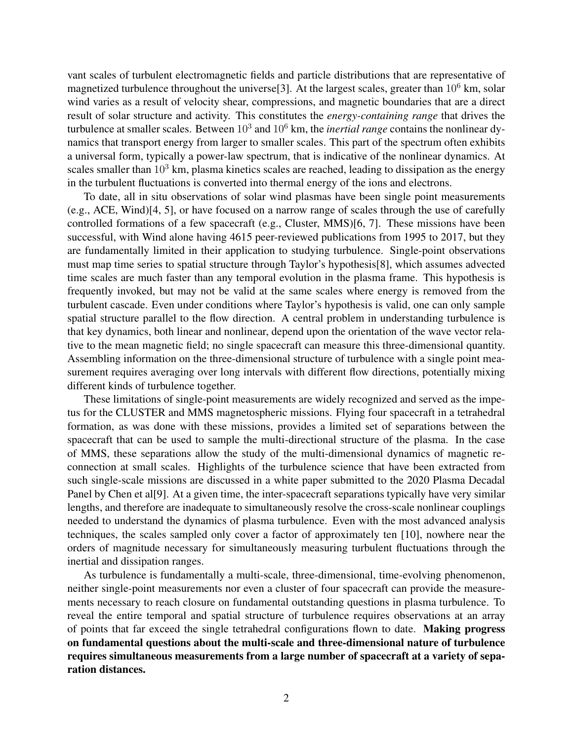vant scales of turbulent electromagnetic fields and particle distributions that are representative of magnetized turbulence throughout the universe[3]. At the largest scales, greater than $10^6$ km, solar wind varies as a result of velocity shear, compressions, and magnetic boundaries that are a direct result of solar structure and activity. This constitutes the *energy-containing range* that drives the turbulence at smaller scales. Between $10^3$ and $10^6$ km, the *inertial range* contains the nonlinear dynamics that transport energy from larger to smaller scales. This part of the spectrum often exhibits a universal form, typically a power-law spectrum, that is indicative of the nonlinear dynamics. At scales smaller than $10^3$ km, plasma kinetics scales are reached, leading to dissipation as the energy in the turbulent fluctuations is converted into thermal energy of the ions and electrons.

To date, all in situ observations of solar wind plasmas have been single point measurements (e.g., ACE, Wind)[4, 5], or have focused on a narrow range of scales through the use of carefully controlled formations of a few spacecraft (e.g., Cluster, MMS)[6, 7]. These missions have been successful, with Wind alone having 4615 peer-reviewed publications from 1995 to 2017, but they are fundamentally limited in their application to studying turbulence. Single-point observations must map time series to spatial structure through Taylor's hypothesis[8], which assumes advected time scales are much faster than any temporal evolution in the plasma frame. This hypothesis is frequently invoked, but may not be valid at the same scales where energy is removed from the turbulent cascade. Even under conditions where Taylor's hypothesis is valid, one can only sample spatial structure parallel to the flow direction. A central problem in understanding turbulence is that key dynamics, both linear and nonlinear, depend upon the orientation of the wave vector relative to the mean magnetic field; no single spacecraft can measure this three-dimensional quantity. Assembling information on the three-dimensional structure of turbulence with a single point measurement requires averaging over long intervals with different flow directions, potentially mixing different kinds of turbulence together.

These limitations of single-point measurements are widely recognized and served as the impetus for the CLUSTER and MMS magnetospheric missions. Flying four spacecraft in a tetrahedral formation, as was done with these missions, provides a limited set of separations between the spacecraft that can be used to sample the multi-directional structure of the plasma. In the case of MMS, these separations allow the study of the multi-dimensional dynamics of magnetic reconnection at small scales. Highlights of the turbulence science that have been extracted from such single-scale missions are discussed in a white paper submitted to the 2020 Plasma Decadal Panel by Chen et al[9]. At a given time, the inter-spacecraft separations typically have very similar lengths, and therefore are inadequate to simultaneously resolve the cross-scale nonlinear couplings needed to understand the dynamics of plasma turbulence. Even with the most advanced analysis techniques, the scales sampled only cover a factor of approximately ten [10], nowhere near the orders of magnitude necessary for simultaneously measuring turbulent fluctuations through the inertial and dissipation ranges.

As turbulence is fundamentally a multi-scale, three-dimensional, time-evolving phenomenon, neither single-point measurements nor even a cluster of four spacecraft can provide the measurements necessary to reach closure on fundamental outstanding questions in plasma turbulence. To reveal the entire temporal and spatial structure of turbulence requires observations at an array of points that far exceed the single tetrahedral configurations flown to date. **Making progress on fundamental questions about the multi-scale and three-dimensional nature of turbulence requires simultaneous measurements from a large number of spacecraft at a variety of separation distances.**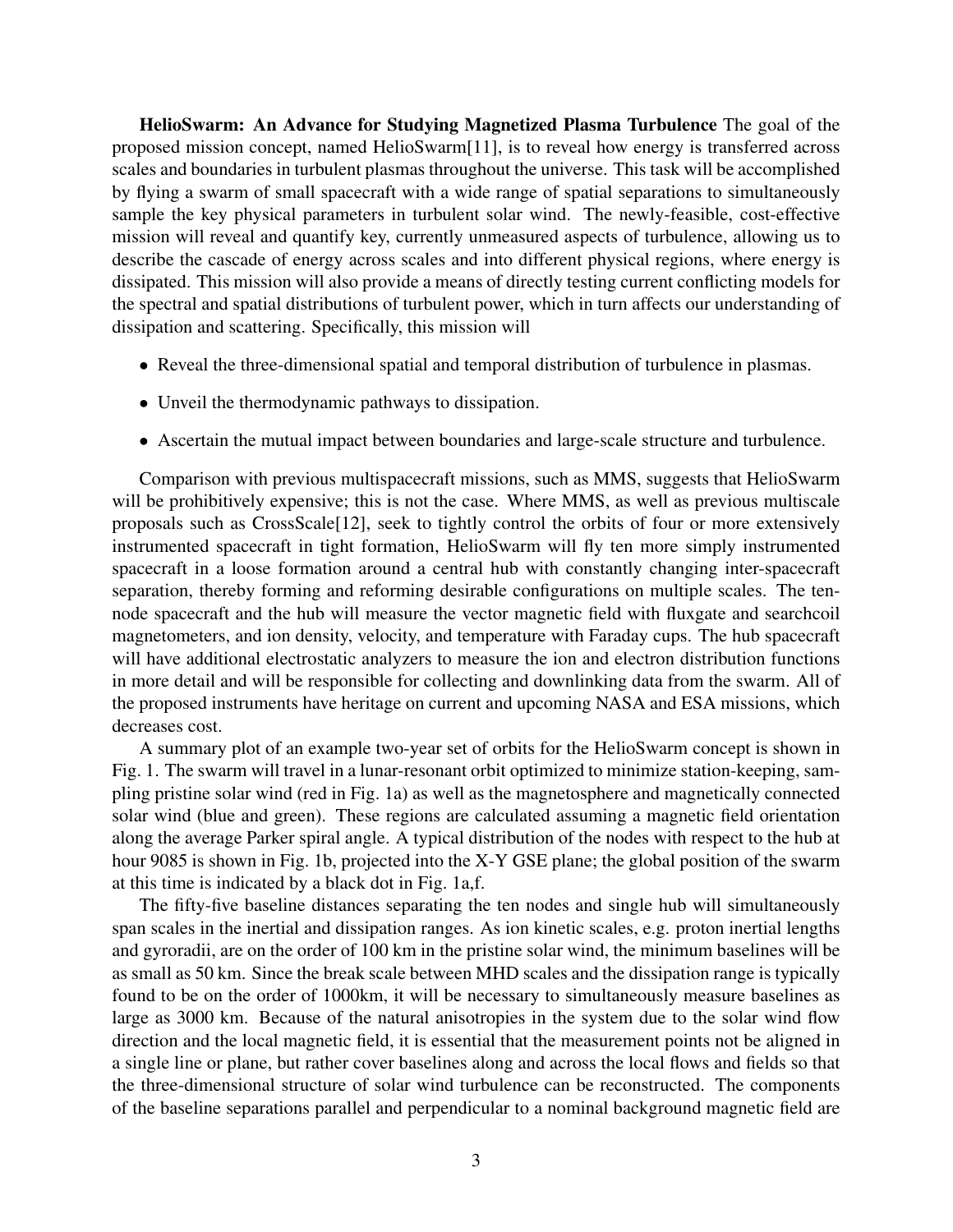**HelioSwarm: An Advance for Studying Magnetized Plasma Turbulence** The goal of the proposed mission concept, named HelioSwarm[11], is to reveal how energy is transferred across scales and boundaries in turbulent plasmas throughout the universe. This task will be accomplished by flying a swarm of small spacecraft with a wide range of spatial separations to simultaneously sample the key physical parameters in turbulent solar wind. The newly-feasible, cost-effective mission will reveal and quantify key, currently unmeasured aspects of turbulence, allowing us to describe the cascade of energy across scales and into different physical regions, where energy is dissipated. This mission will also provide a means of directly testing current conflicting models for the spectral and spatial distributions of turbulent power, which in turn affects our understanding of dissipation and scattering. Specifically, this mission will

- Reveal the three-dimensional spatial and temporal distribution of turbulence in plasmas.
- Unveil the thermodynamic pathways to dissipation.
- Ascertain the mutual impact between boundaries and large-scale structure and turbulence.

Comparison with previous multispacecraft missions, such as MMS, suggests that HelioSwarm will be prohibitively expensive; this is not the case. Where MMS, as well as previous multiscale proposals such as CrossScale[12], seek to tightly control the orbits of four or more extensively instrumented spacecraft in tight formation, HelioSwarm will fly ten more simply instrumented spacecraft in a loose formation around a central hub with constantly changing inter-spacecraft separation, thereby forming and reforming desirable configurations on multiple scales. The ten-node spacecraft and the hub will measure the vector magnetic field with fluxgate and searchcoil magnetometers, and ion density, velocity, and temperature with Faraday cups. The hub spacecraft will have additional electrostatic analyzers to measure the ion and electron distribution functions in more detail and will be responsible for collecting and downlinking data from the swarm. All of the proposed instruments have heritage on current and upcoming NASA and ESA missions, which decreases cost.

A summary plot of an example two-year set of orbits for the HelioSwarm concept is shown in Fig. 1. The swarm will travel in a lunar-resonant orbit optimized to minimize station-keeping, sampling pristine solar wind (red in Fig. 1a) as well as the magnetosphere and magnetically connected solar wind (blue and green). These regions are calculated assuming a magnetic field orientation along the average Parker spiral angle. A typical distribution of the nodes with respect to the hub at hour 9085 is shown in Fig. 1b, projected into the X-Y GSE plane; the global position of the swarm at this time is indicated by a black dot in Fig. 1a,f.

The fifty-five baseline distances separating the ten nodes and single hub will simultaneously span scales in the inertial and dissipation ranges. As ion kinetic scales, e.g. proton inertial lengths and gyroradii, are on the order of 100 km in the pristine solar wind, the minimum baselines will be as small as 50 km. Since the break scale between MHD scales and the dissipation range is typically found to be on the order of 1000km, it will be necessary to simultaneously measure baselines as large as 3000 km. Because of the natural anisotropies in the system due to the solar wind flow direction and the local magnetic field, it is essential that the measurement points not be aligned in a single line or plane, but rather cover baselines along and across the local flows and fields so that the three-dimensional structure of solar wind turbulence can be reconstructed. The components of the baseline separations parallel and perpendicular to a nominal background magnetic field are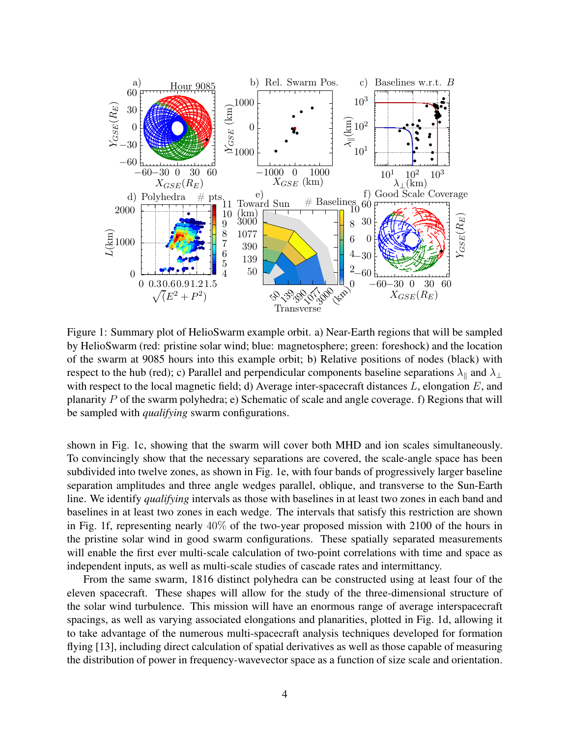Figure 1: Summary plot of HelioSwarm example orbit. a) Near-Earth regions that will be sampled by HelioSwarm (red: pristine solar wind; blue: magnetosphere; green: foreshock) and the location of the swarm at 9085 hours into this example orbit; b) Relative positions of nodes (black) with respect to the hub (red); c) Parallel and perpendicular components baseline separations $\lambda_\parallel$ and $\lambda_\perp$ with respect to the local magnetic field; d) Average inter-spacecraft distances $L$, elongation $E$, and planarity $P$ of the swarm polyhedra; e) Schematic of scale and angle coverage. f) Regions that will be sampled with *qualifying* swarm configurations.

shown in Fig. 1c, showing that the swarm will cover both MHD and ion scales simultaneously. To convincingly show that the necessary separations are covered, the scale-angle space has been subdivided into twelve zones, as shown in Fig. 1e, with four bands of progressively larger baseline separation amplitudes and three angle wedges parallel, oblique, and transverse to the Sun-Earth line. We identify *qualifying* intervals as those with baselines in at least two zones in each band and baselines in at least two zones in each wedge. The intervals that satisfy this restriction are shown in Fig. 1f, representing nearly 40% of the two-year proposed mission with 2100 of the hours in the pristine solar wind in good swarm configurations. These spatially separated measurements will enable the first ever multi-scale calculation of two-point correlations with time and space as independent inputs, as well as multi-scale studies of cascade rates and intermittancy.

From the same swarm, 1816 distinct polyhedra can be constructed using at least four of the eleven spacecraft. These shapes will allow for the study of the three-dimensional structure of the solar wind turbulence. This mission will have an enormous range of average interspacecraft spacings, as well as varying associated elongations and planarities, plotted in Fig. 1d, allowing it to take advantage of the numerous multi-spacecraft analysis techniques developed for formation flying [13], including direct calculation of spatial derivatives as well as those capable of measuring the distribution of power in frequency-wavevector space as a function of size scale and orientation.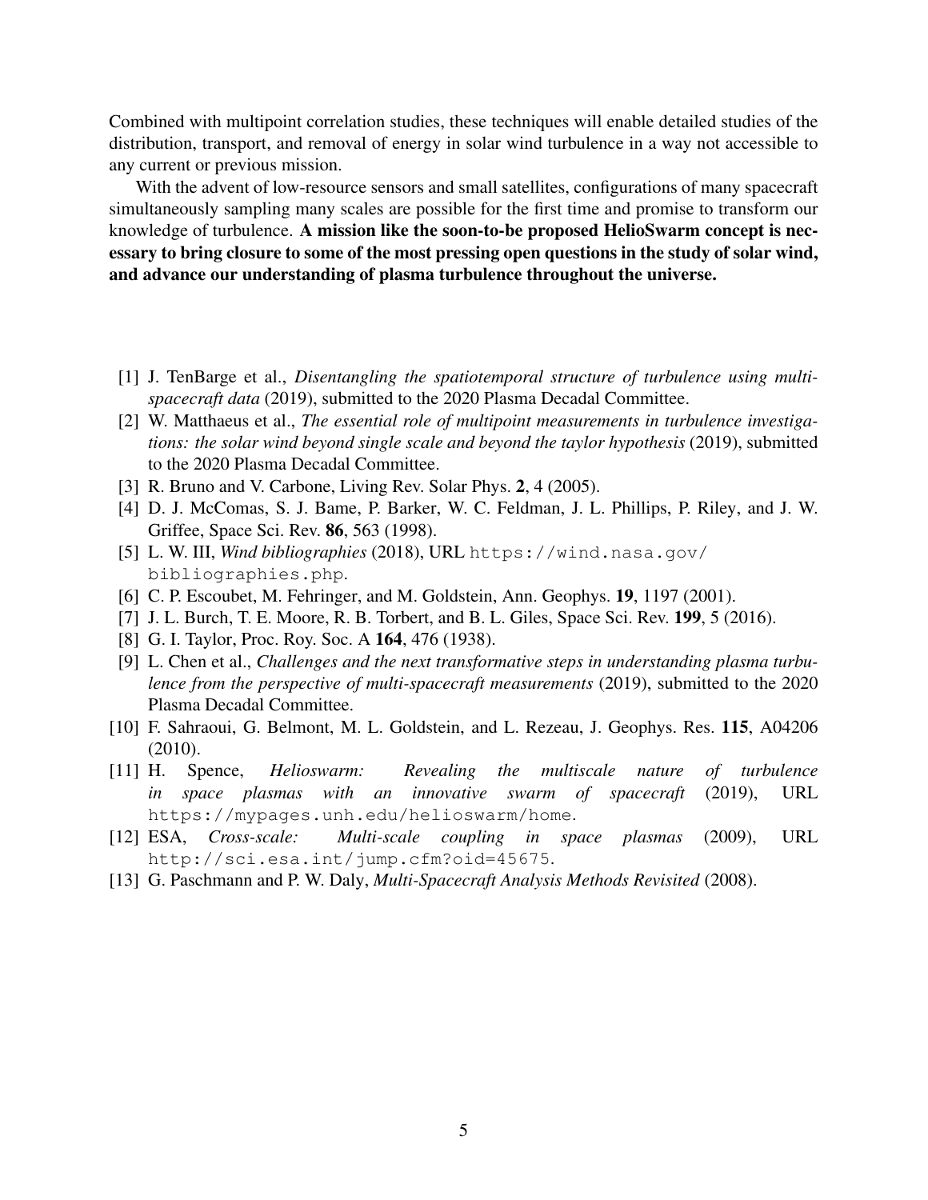Combined with multipoint correlation studies, these techniques will enable detailed studies of the distribution, transport, and removal of energy in solar wind turbulence in a way not accessible to any current or previous mission.

With the advent of low-resource sensors and small satellites, configurations of many spacecraft simultaneously sampling many scales are possible for the first time and promise to transform our knowledge of turbulence. **A mission like the soon-to-be proposed HelioSwarm concept is necessary to bring closure to some of the most pressing open questions in the study of solar wind, and advance our understanding of plasma turbulence throughout the universe.**

[1] J. TenBarge et al., *Disentangling the spatiotemporal structure of turbulence using multi-spacecraft data* (2019), submitted to the 2020 Plasma Decadal Committee.

[2] W. Matthaeus et al., *The essential role of multipoint measurements in turbulence investigations: the solar wind beyond single scale and beyond the taylor hypothesis* (2019), submitted to the 2020 Plasma Decadal Committee.

[3] R. Bruno and V. Carbone, Living Rev. Solar Phys. **2**, 4 (2005).

[4] D. J. McComas, S. J. Bame, P. Barker, W. C. Feldman, J. L. Phillips, P. Riley, and J. W. Griffee, Space Sci. Rev. **86**, 563 (1998).

[5] L. W. III, *Wind bibliographies* (2018), URL `https://wind.nasa.gov/bibliographies.php`.

[6] C. P. Escoubet, M. Fehringer, and M. Goldstein, Ann. Geophys. **19**, 1197 (2001).

[7] J. L. Burch, T. E. Moore, R. B. Torbert, and B. L. Giles, Space Sci. Rev. **199**, 5 (2016).

[8] G. I. Taylor, Proc. Roy. Soc. A **164**, 476 (1938).

[9] L. Chen et al., *Challenges and the next transformative steps in understanding plasma turbulence from the perspective of multi-spacecraft measurements* (2019), submitted to the 2020 Plasma Decadal Committee.

[10] F. Sahraoui, G. Belmont, M. L. Goldstein, and L. Rezeau, J. Geophys. Res. **115**, A04206 (2010).

[11] H. Spence, *Helioswarm: Revealing the multiscale nature of turbulence in space plasmas with an innovative swarm of spacecraft* (2019), URL `https://mypages.unh.edu/helioswarm/home`.

[12] ESA, *Cross-scale: Multi-scale coupling in space plasmas* (2009), URL `http://sci.esa.int/jump.cfm?oid=45675`.

[13] G. Paschmann and P. W. Daly, *Multi-Spacecraft Analysis Methods Revisited* (2008).